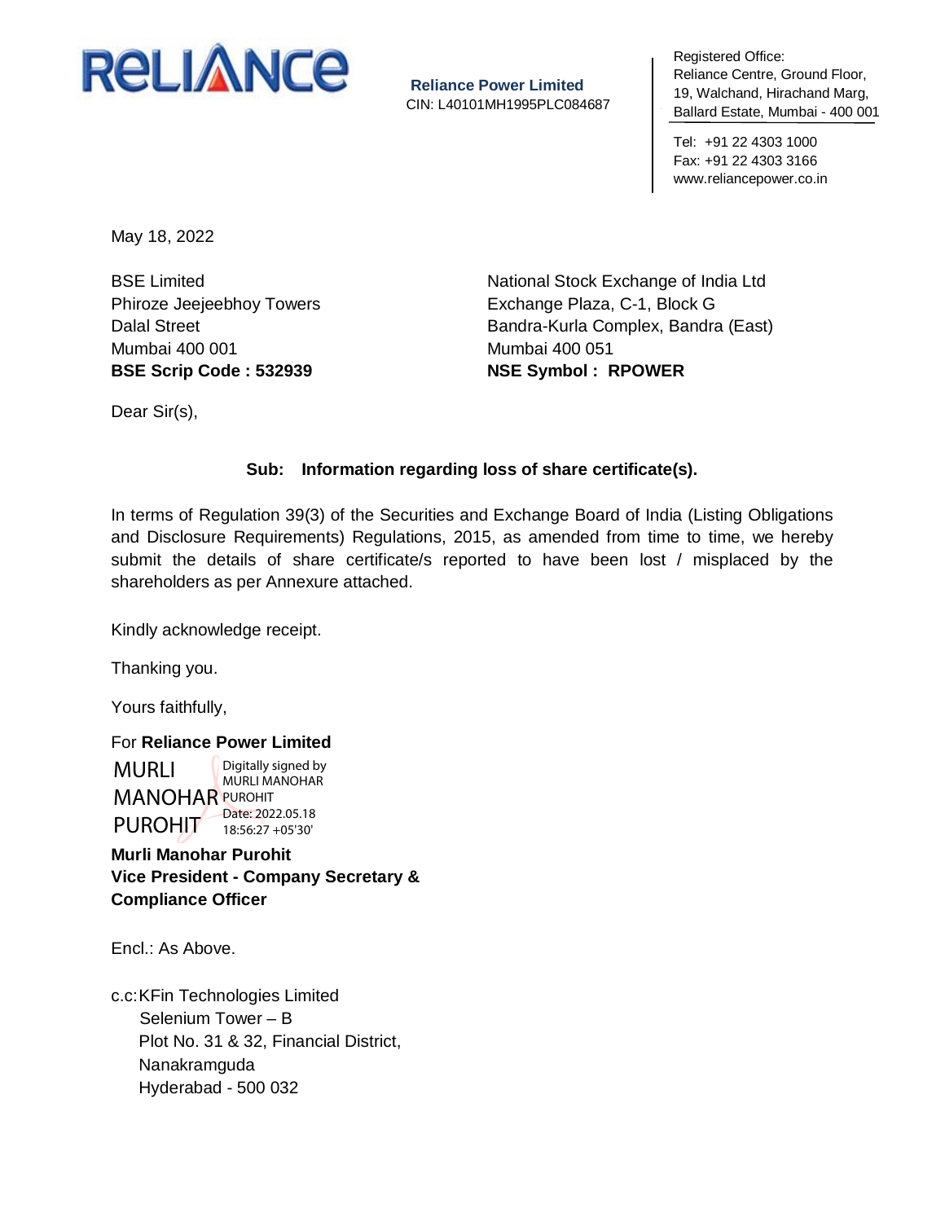**Reliance Power Limited**
CIN: L40101MH1995PLC084687

Registered Office:
Reliance Centre, Ground Floor,
19, Walchand, Hirachand Marg,
Ballard Estate, Mumbai - 400 001

Tel: +91 22 4303 1000
Fax: +91 22 4303 3166
www.reliancepower.co.in

May 18, 2022

BSE Limited
Phiroze Jeejeebhoy Towers
Dalal Street
Mumbai 400 001
**BSE Scrip Code : 532939**

National Stock Exchange of India Ltd
Exchange Plaza, C-1, Block G
Bandra-Kurla Complex, Bandra (East)
Mumbai 400 051
**NSE Symbol : RPOWER**

Dear Sir(s),

**Sub: Information regarding loss of share certificate(s).**

In terms of Regulation 39(3) of the Securities and Exchange Board of India (Listing Obligations and Disclosure Requirements) Regulations, 2015, as amended from time to time, we hereby submit the details of share certificate/s reported to have been lost / misplaced by the shareholders as per Annexure attached.

Kindly acknowledge receipt.

Thanking you.

Yours faithfully,

For **Reliance Power Limited**

MURLI MANOHAR PUROHIT
Digitally signed by MURLI MANOHAR PUROHIT
Date: 2022.05.18 18:56:27 +05'30'

**Murli Manohar Purohit**
**Vice President - Company Secretary & Compliance Officer**

Encl.: As Above.

c.c: KFin Technologies Limited
Selenium Tower – B
Plot No. 31 & 32, Financial District,
Nanakramguda
Hyderabad - 500 032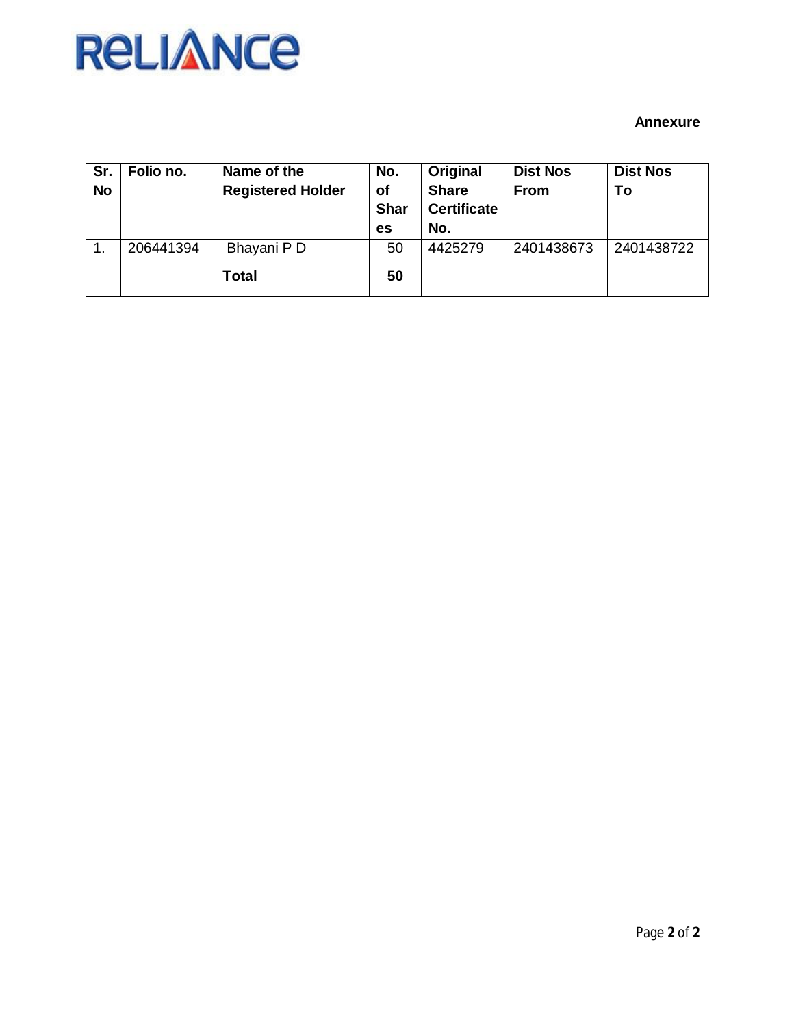**Annexure**

| Sr. No | Folio no. | Name of the Registered Holder | No. of Shares | Original Share Certificate No. | Dist Nos From | Dist Nos To |
|---|---|---|---|---|---|---|
| 1. | 206441394 | Bhayani P D | 50 | 4425279 | 2401438673 | 2401438722 |
| | | **Total** | **50** | | | |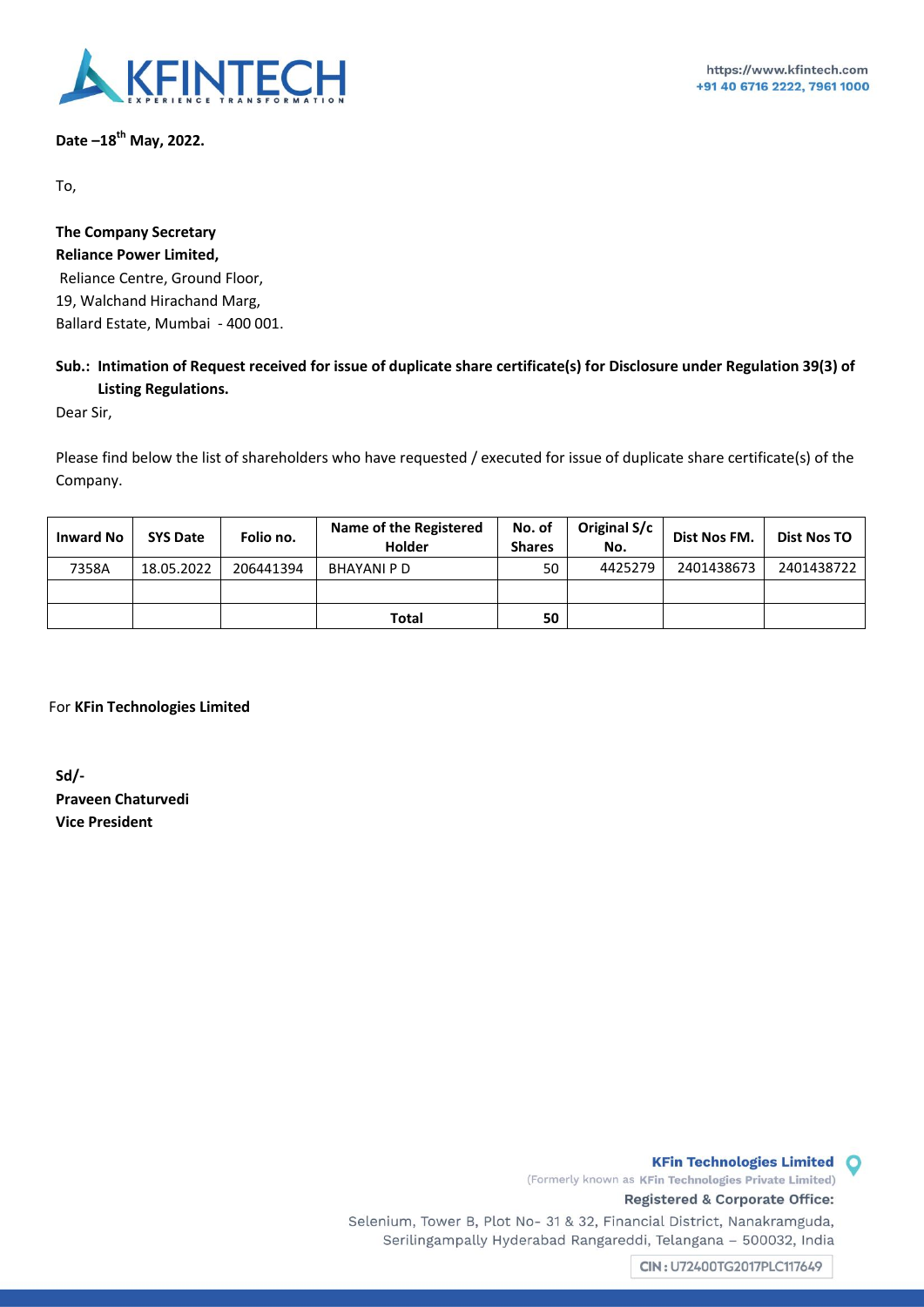**Date –18th May, 2022.**

To,

**The Company Secretary**
**Reliance Power Limited,**
Reliance Centre, Ground Floor,
19, Walchand Hirachand Marg,
Ballard Estate, Mumbai - 400 001.

**Sub.: Intimation of Request received for issue of duplicate share certificate(s) for Disclosure under Regulation 39(3) of Listing Regulations.**

Dear Sir,

Please find below the list of shareholders who have requested / executed for issue of duplicate share certificate(s) of the Company.

| Inward No | SYS Date | Folio no. | Name of the Registered Holder | No. of Shares | Original S/c No. | Dist Nos FM. | Dist Nos TO |
|---|---|---|---|---|---|---|---|
| 7358A | 18.05.2022 | 206441394 | BHAYANI P D | 50 | 4425279 | 2401438673 | 2401438722 |
| | | | | | | | |
| | | | **Total** | **50** | | | |

For **KFin Technologies Limited**

**Sd/-**
**Praveen Chaturvedi**
**Vice President**

**KFin Technologies Limited**
(Formerly known as KFin Technologies Private Limited)
Registered & Corporate Office:
Selenium, Tower B, Plot No- 31 & 32, Financial District, Nanakramguda, Serilingampally Hyderabad Rangareddi, Telangana – 500032, India
CIN: U72400TG2017PLC117649